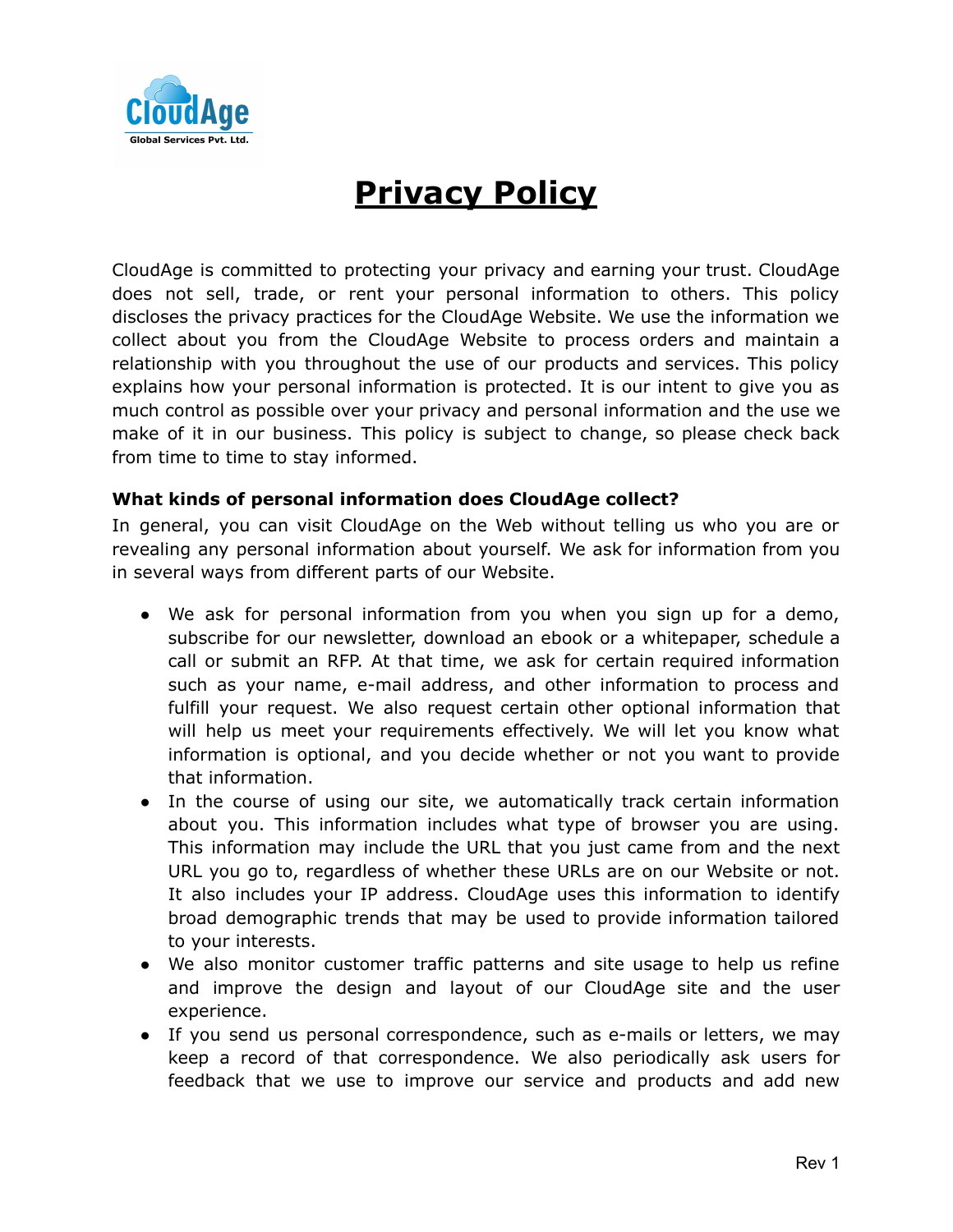# Privacy Policy

CloudAge is committed to protecting your privacy and earning your trust. CloudAge does not sell, trade, or rent your personal information to others. This policy discloses the privacy practices for the CloudAge Website. We use the information we collect about you from the CloudAge Website to process orders and maintain a relationship with you throughout the use of our products and services. This policy explains how your personal information is protected. It is our intent to give you as much control as possible over your privacy and personal information and the use we make of it in our business. This policy is subject to change, so please check back from time to time to stay informed.

**What kinds of personal information does CloudAge collect?**

In general, you can visit CloudAge on the Web without telling us who you are or revealing any personal information about yourself. We ask for information from you in several ways from different parts of our Website.

- We ask for personal information from you when you sign up for a demo, subscribe for our newsletter, download an ebook or a whitepaper, schedule a call or submit an RFP. At that time, we ask for certain required information such as your name, e-mail address, and other information to process and fulfill your request. We also request certain other optional information that will help us meet your requirements effectively. We will let you know what information is optional, and you decide whether or not you want to provide that information.
- In the course of using our site, we automatically track certain information about you. This information includes what type of browser you are using. This information may include the URL that you just came from and the next URL you go to, regardless of whether these URLs are on our Website or not. It also includes your IP address. CloudAge uses this information to identify broad demographic trends that may be used to provide information tailored to your interests.
- We also monitor customer traffic patterns and site usage to help us refine and improve the design and layout of our CloudAge site and the user experience.
- If you send us personal correspondence, such as e-mails or letters, we may keep a record of that correspondence. We also periodically ask users for feedback that we use to improve our service and products and add new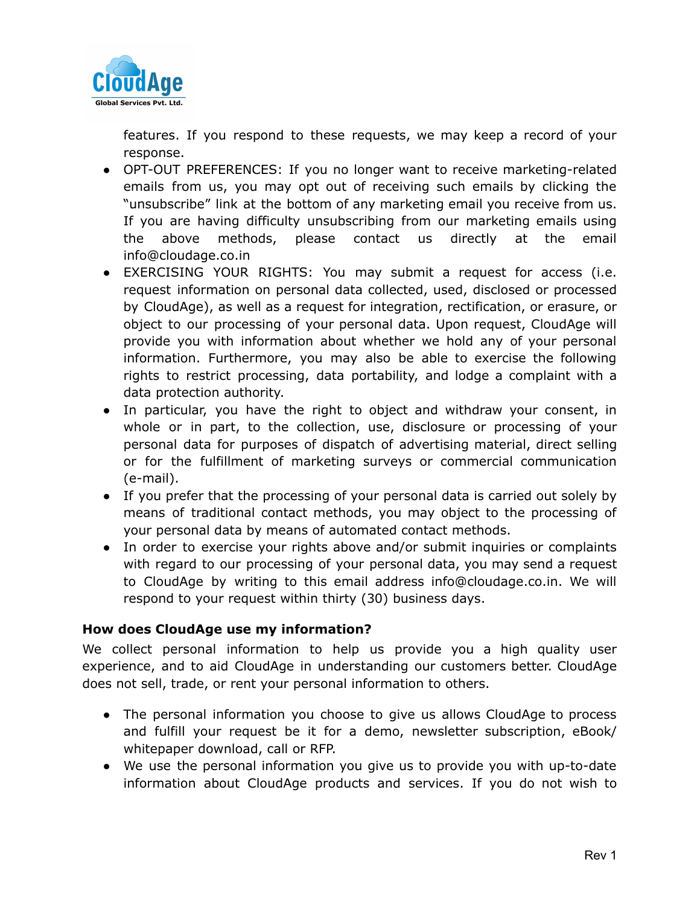features. If you respond to these requests, we may keep a record of your response.

- OPT-OUT PREFERENCES: If you no longer want to receive marketing-related emails from us, you may opt out of receiving such emails by clicking the "unsubscribe" link at the bottom of any marketing email you receive from us. If you are having difficulty unsubscribing from our marketing emails using the above methods, please contact us directly at the email info@cloudage.co.in
- EXERCISING YOUR RIGHTS: You may submit a request for access (i.e. request information on personal data collected, used, disclosed or processed by CloudAge), as well as a request for integration, rectification, or erasure, or object to our processing of your personal data. Upon request, CloudAge will provide you with information about whether we hold any of your personal information. Furthermore, you may also be able to exercise the following rights to restrict processing, data portability, and lodge a complaint with a data protection authority.
- In particular, you have the right to object and withdraw your consent, in whole or in part, to the collection, use, disclosure or processing of your personal data for purposes of dispatch of advertising material, direct selling or for the fulfillment of marketing surveys or commercial communication (e-mail).
- If you prefer that the processing of your personal data is carried out solely by means of traditional contact methods, you may object to the processing of your personal data by means of automated contact methods.
- In order to exercise your rights above and/or submit inquiries or complaints with regard to our processing of your personal data, you may send a request to CloudAge by writing to this email address info@cloudage.co.in. We will respond to your request within thirty (30) business days.

**How does CloudAge use my information?**

We collect personal information to help us provide you a high quality user experience, and to aid CloudAge in understanding our customers better. CloudAge does not sell, trade, or rent your personal information to others.

- The personal information you choose to give us allows CloudAge to process and fulfill your request be it for a demo, newsletter subscription, eBook/ whitepaper download, call or RFP.
- We use the personal information you give us to provide you with up-to-date information about CloudAge products and services. If you do not wish to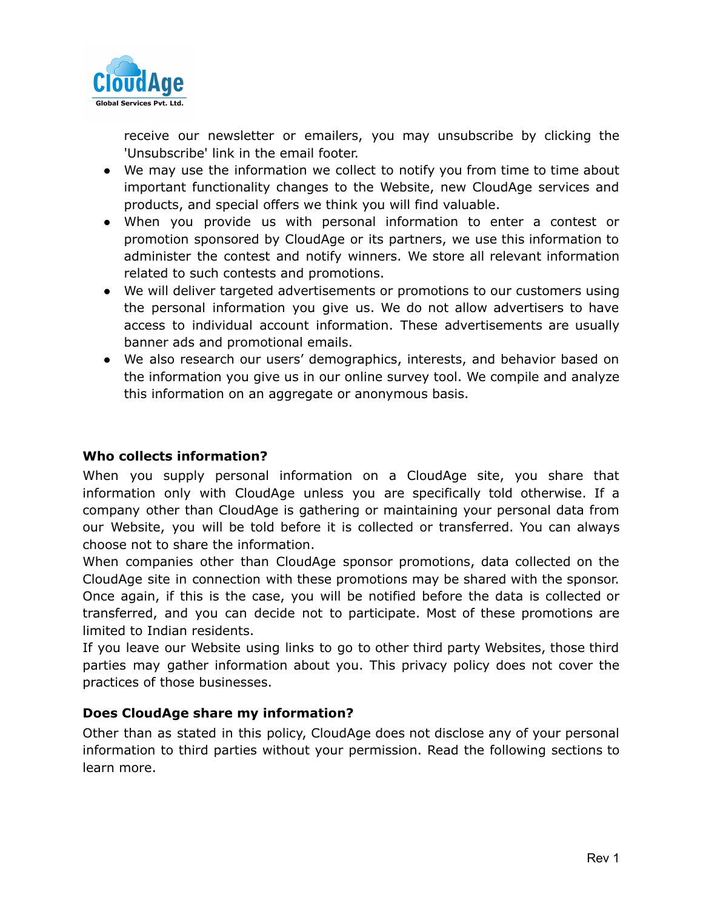receive our newsletter or emailers, you may unsubscribe by clicking the 'Unsubscribe' link in the email footer.

- We may use the information we collect to notify you from time to time about important functionality changes to the Website, new CloudAge services and products, and special offers we think you will find valuable.
- When you provide us with personal information to enter a contest or promotion sponsored by CloudAge or its partners, we use this information to administer the contest and notify winners. We store all relevant information related to such contests and promotions.
- We will deliver targeted advertisements or promotions to our customers using the personal information you give us. We do not allow advertisers to have access to individual account information. These advertisements are usually banner ads and promotional emails.
- We also research our users' demographics, interests, and behavior based on the information you give us in our online survey tool. We compile and analyze this information on an aggregate or anonymous basis.

### Who collects information?

When you supply personal information on a CloudAge site, you share that information only with CloudAge unless you are specifically told otherwise. If a company other than CloudAge is gathering or maintaining your personal data from our Website, you will be told before it is collected or transferred. You can always choose not to share the information.

When companies other than CloudAge sponsor promotions, data collected on the CloudAge site in connection with these promotions may be shared with the sponsor. Once again, if this is the case, you will be notified before the data is collected or transferred, and you can decide not to participate. Most of these promotions are limited to Indian residents.

If you leave our Website using links to go to other third party Websites, those third parties may gather information about you. This privacy policy does not cover the practices of those businesses.

### Does CloudAge share my information?

Other than as stated in this policy, CloudAge does not disclose any of your personal information to third parties without your permission. Read the following sections to learn more.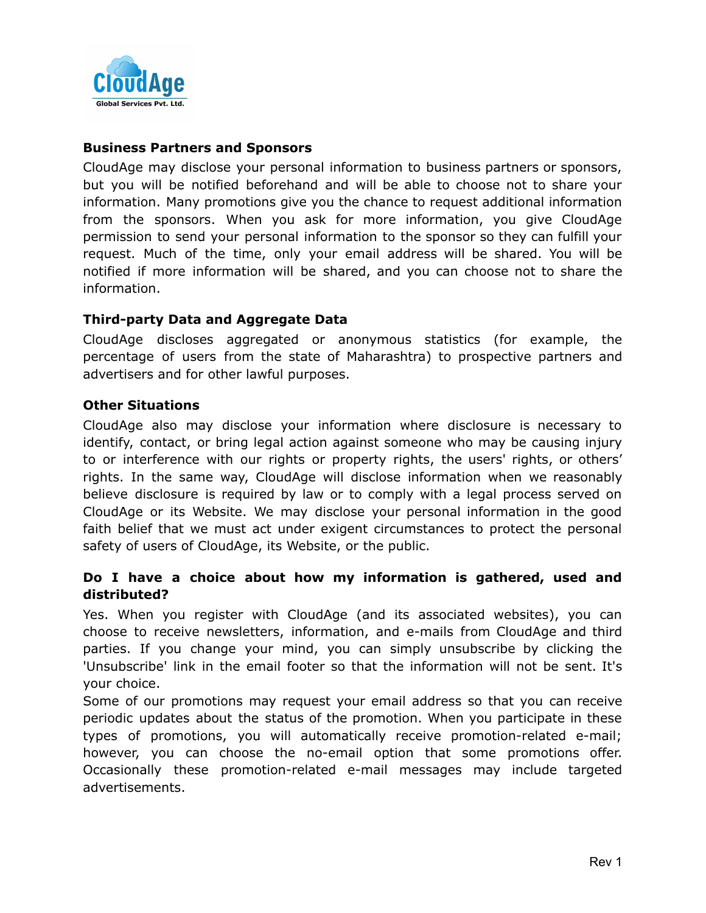### Business Partners and Sponsors

CloudAge may disclose your personal information to business partners or sponsors, but you will be notified beforehand and will be able to choose not to share your information. Many promotions give you the chance to request additional information from the sponsors. When you ask for more information, you give CloudAge permission to send your personal information to the sponsor so they can fulfill your request. Much of the time, only your email address will be shared. You will be notified if more information will be shared, and you can choose not to share the information.

### Third-party Data and Aggregate Data

CloudAge discloses aggregated or anonymous statistics (for example, the percentage of users from the state of Maharashtra) to prospective partners and advertisers and for other lawful purposes.

### Other Situations

CloudAge also may disclose your information where disclosure is necessary to identify, contact, or bring legal action against someone who may be causing injury to or interference with our rights or property rights, the users' rights, or others' rights. In the same way, CloudAge will disclose information when we reasonably believe disclosure is required by law or to comply with a legal process served on CloudAge or its Website. We may disclose your personal information in the good faith belief that we must act under exigent circumstances to protect the personal safety of users of CloudAge, its Website, or the public.

### Do I have a choice about how my information is gathered, used and distributed?

Yes. When you register with CloudAge (and its associated websites), you can choose to receive newsletters, information, and e-mails from CloudAge and third parties. If you change your mind, you can simply unsubscribe by clicking the 'Unsubscribe' link in the email footer so that the information will not be sent. It's your choice.

Some of our promotions may request your email address so that you can receive periodic updates about the status of the promotion. When you participate in these types of promotions, you will automatically receive promotion-related e-mail; however, you can choose the no-email option that some promotions offer. Occasionally these promotion-related e-mail messages may include targeted advertisements.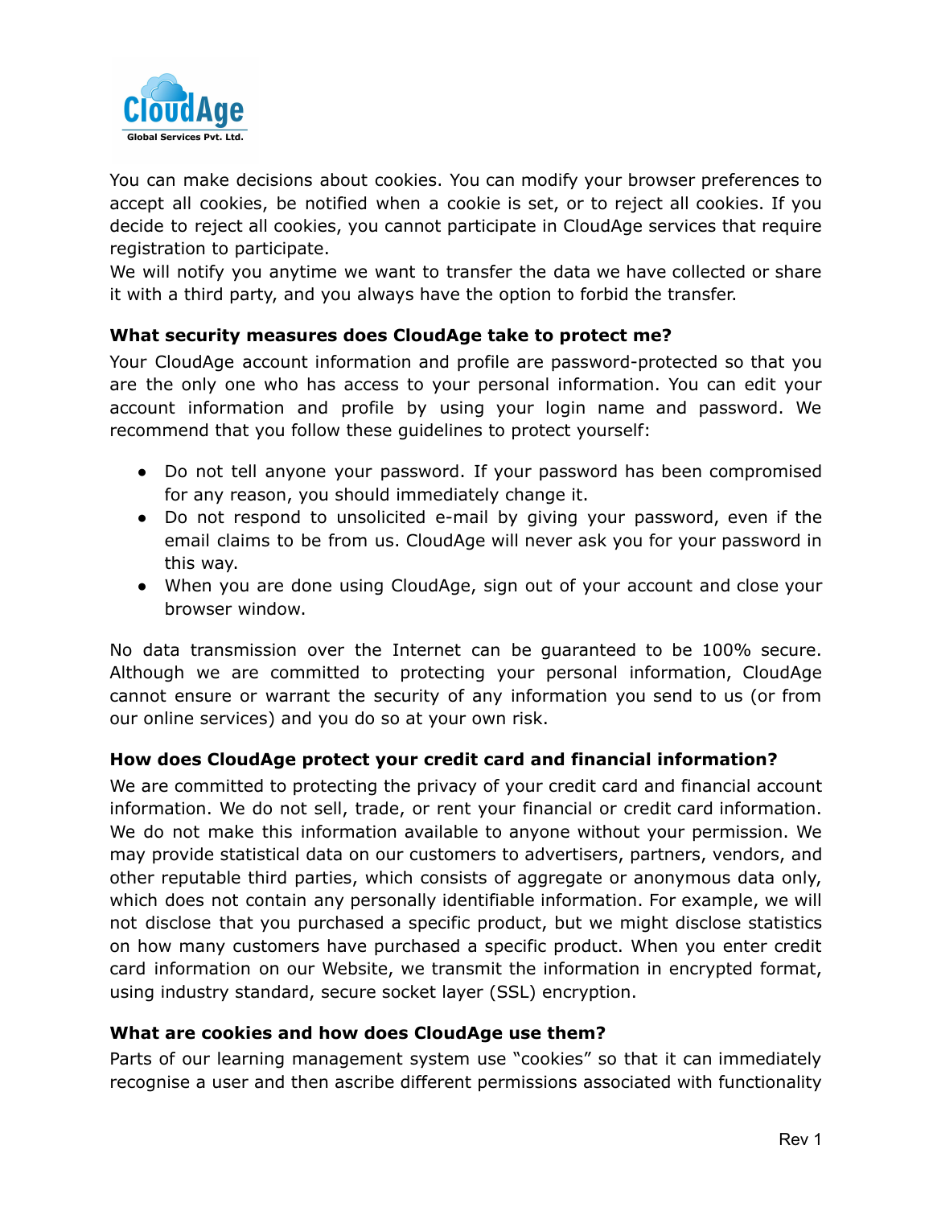You can make decisions about cookies. You can modify your browser preferences to accept all cookies, be notified when a cookie is set, or to reject all cookies. If you decide to reject all cookies, you cannot participate in CloudAge services that require registration to participate.
We will notify you anytime we want to transfer the data we have collected or share it with a third party, and you always have the option to forbid the transfer.

**What security measures does CloudAge take to protect me?**

Your CloudAge account information and profile are password-protected so that you are the only one who has access to your personal information. You can edit your account information and profile by using your login name and password. We recommend that you follow these guidelines to protect yourself:

- Do not tell anyone your password. If your password has been compromised for any reason, you should immediately change it.
- Do not respond to unsolicited e-mail by giving your password, even if the email claims to be from us. CloudAge will never ask you for your password in this way.
- When you are done using CloudAge, sign out of your account and close your browser window.

No data transmission over the Internet can be guaranteed to be 100% secure. Although we are committed to protecting your personal information, CloudAge cannot ensure or warrant the security of any information you send to us (or from our online services) and you do so at your own risk.

**How does CloudAge protect your credit card and financial information?**

We are committed to protecting the privacy of your credit card and financial account information. We do not sell, trade, or rent your financial or credit card information. We do not make this information available to anyone without your permission. We may provide statistical data on our customers to advertisers, partners, vendors, and other reputable third parties, which consists of aggregate or anonymous data only, which does not contain any personally identifiable information. For example, we will not disclose that you purchased a specific product, but we might disclose statistics on how many customers have purchased a specific product. When you enter credit card information on our Website, we transmit the information in encrypted format, using industry standard, secure socket layer (SSL) encryption.

**What are cookies and how does CloudAge use them?**

Parts of our learning management system use “cookies” so that it can immediately recognise a user and then ascribe different permissions associated with functionality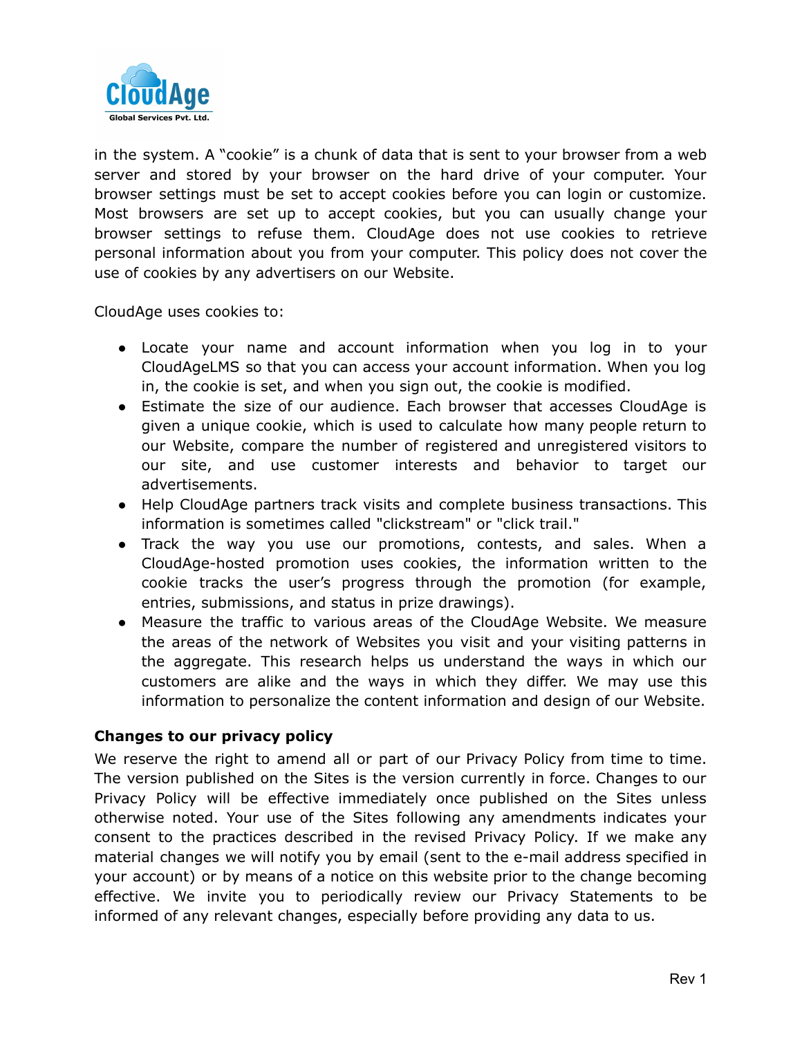in the system. A “cookie” is a chunk of data that is sent to your browser from a web server and stored by your browser on the hard drive of your computer. Your browser settings must be set to accept cookies before you can login or customize. Most browsers are set up to accept cookies, but you can usually change your browser settings to refuse them. CloudAge does not use cookies to retrieve personal information about you from your computer. This policy does not cover the use of cookies by any advertisers on our Website.

CloudAge uses cookies to:

- Locate your name and account information when you log in to your CloudAgeLMS so that you can access your account information. When you log in, the cookie is set, and when you sign out, the cookie is modified.
- Estimate the size of our audience. Each browser that accesses CloudAge is given a unique cookie, which is used to calculate how many people return to our Website, compare the number of registered and unregistered visitors to our site, and use customer interests and behavior to target our advertisements.
- Help CloudAge partners track visits and complete business transactions. This information is sometimes called "clickstream" or "click trail."
- Track the way you use our promotions, contests, and sales. When a CloudAge-hosted promotion uses cookies, the information written to the cookie tracks the user’s progress through the promotion (for example, entries, submissions, and status in prize drawings).
- Measure the traffic to various areas of the CloudAge Website. We measure the areas of the network of Websites you visit and your visiting patterns in the aggregate. This research helps us understand the ways in which our customers are alike and the ways in which they differ. We may use this information to personalize the content information and design of our Website.

**Changes to our privacy policy**

We reserve the right to amend all or part of our Privacy Policy from time to time. The version published on the Sites is the version currently in force. Changes to our Privacy Policy will be effective immediately once published on the Sites unless otherwise noted. Your use of the Sites following any amendments indicates your consent to the practices described in the revised Privacy Policy. If we make any material changes we will notify you by email (sent to the e-mail address specified in your account) or by means of a notice on this website prior to the change becoming effective. We invite you to periodically review our Privacy Statements to be informed of any relevant changes, especially before providing any data to us.